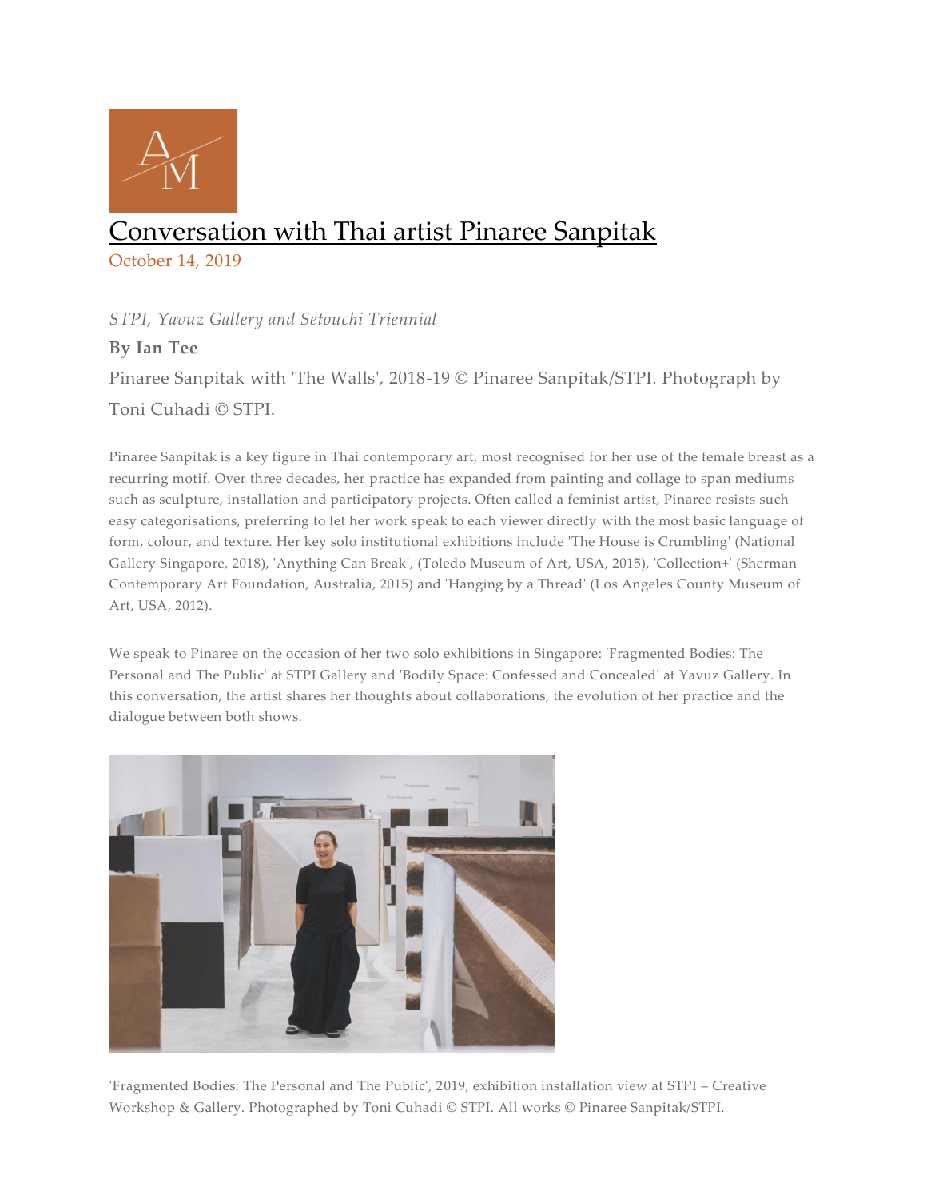# Conversation with Thai artist Pinaree Sanpitak

October 14, 2019

*STPI, Yavuz Gallery and Setouchi Triennial*

**By Ian Tee**

Pinaree Sanpitak with 'The Walls', 2018-19 © Pinaree Sanpitak/STPI. Photograph by Toni Cuhadi © STPI.

Pinaree Sanpitak is a key figure in Thai contemporary art, most recognised for her use of the female breast as a recurring motif. Over three decades, her practice has expanded from painting and collage to span mediums such as sculpture, installation and participatory projects. Often called a feminist artist, Pinaree resists such easy categorisations, preferring to let her work speak to each viewer directly with the most basic language of form, colour, and texture. Her key solo institutional exhibitions include 'The House is Crumbling' (National Gallery Singapore, 2018), 'Anything Can Break', (Toledo Museum of Art, USA, 2015), 'Collection+' (Sherman Contemporary Art Foundation, Australia, 2015) and 'Hanging by a Thread' (Los Angeles County Museum of Art, USA, 2012).

We speak to Pinaree on the occasion of her two solo exhibitions in Singapore: 'Fragmented Bodies: The Personal and The Public' at STPI Gallery and 'Bodily Space: Confessed and Concealed' at Yavuz Gallery. In this conversation, the artist shares her thoughts about collaborations, the evolution of her practice and the dialogue between both shows.

'Fragmented Bodies: The Personal and The Public', 2019, exhibition installation view at STPI – Creative Workshop & Gallery. Photographed by Toni Cuhadi © STPI. All works © Pinaree Sanpitak/STPI.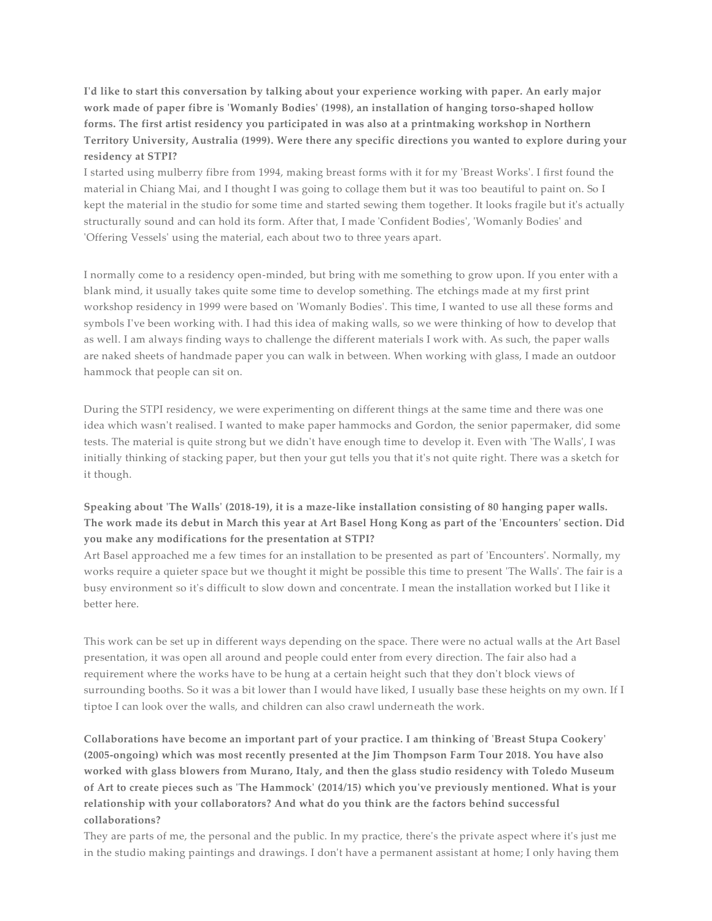**I'd like to start this conversation by talking about your experience working with paper. An early major work made of paper fibre is 'Womanly Bodies' (1998), an installation of hanging torso-shaped hollow forms. The first artist residency you participated in was also at a printmaking workshop in Northern Territory University, Australia (1999). Were there any specific directions you wanted to explore during your residency at STPI?**

I started using mulberry fibre from 1994, making breast forms with it for my 'Breast Works'. I first found the material in Chiang Mai, and I thought I was going to collage them but it was too beautiful to paint on. So I kept the material in the studio for some time and started sewing them together. It looks fragile but it's actually structurally sound and can hold its form. After that, I made 'Confident Bodies', 'Womanly Bodies' and 'Offering Vessels' using the material, each about two to three years apart.

I normally come to a residency open-minded, but bring with me something to grow upon. If you enter with a blank mind, it usually takes quite some time to develop something. The etchings made at my first print workshop residency in 1999 were based on 'Womanly Bodies'. This time, I wanted to use all these forms and symbols I've been working with. I had this idea of making walls, so we were thinking of how to develop that as well. I am always finding ways to challenge the different materials I work with. As such, the paper walls are naked sheets of handmade paper you can walk in between. When working with glass, I made an outdoor hammock that people can sit on.

During the STPI residency, we were experimenting on different things at the same time and there was one idea which wasn't realised. I wanted to make paper hammocks and Gordon, the senior papermaker, did some tests. The material is quite strong but we didn't have enough time to develop it. Even with 'The Walls', I was initially thinking of stacking paper, but then your gut tells you that it's not quite right. There was a sketch for it though.

**Speaking about 'The Walls' (2018-19), it is a maze-like installation consisting of 80 hanging paper walls. The work made its debut in March this year at Art Basel Hong Kong as part of the 'Encounters' section. Did you make any modifications for the presentation at STPI?**

Art Basel approached me a few times for an installation to be presented as part of 'Encounters'. Normally, my works require a quieter space but we thought it might be possible this time to present 'The Walls'. The fair is a busy environment so it's difficult to slow down and concentrate. I mean the installation worked but I like it better here.

This work can be set up in different ways depending on the space. There were no actual walls at the Art Basel presentation, it was open all around and people could enter from every direction. The fair also had a requirement where the works have to be hung at a certain height such that they don't block views of surrounding booths. So it was a bit lower than I would have liked, I usually base these heights on my own. If I tiptoe I can look over the walls, and children can also crawl underneath the work.

**Collaborations have become an important part of your practice. I am thinking of 'Breast Stupa Cookery' (2005-ongoing) which was most recently presented at the Jim Thompson Farm Tour 2018. You have also worked with glass blowers from Murano, Italy, and then the glass studio residency with Toledo Museum of Art to create pieces such as 'The Hammock' (2014/15) which you've previously mentioned. What is your relationship with your collaborators? And what do you think are the factors behind successful collaborations?**

They are parts of me, the personal and the public. In my practice, there's the private aspect where it's just me in the studio making paintings and drawings. I don't have a permanent assistant at home; I only having them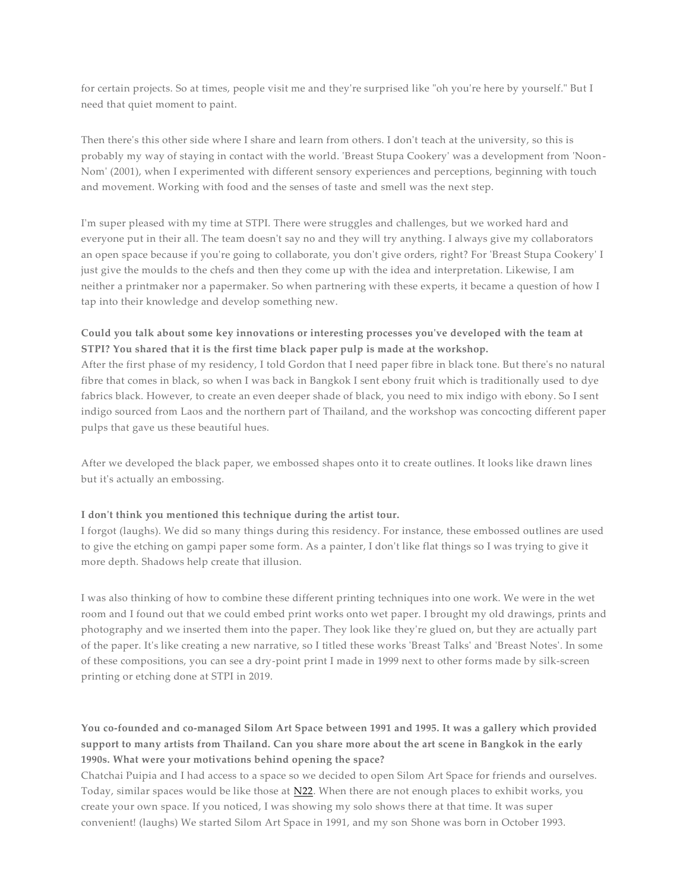for certain projects. So at times, people visit me and they're surprised like "oh you're here by yourself." But I need that quiet moment to paint.

Then there's this other side where I share and learn from others. I don't teach at the university, so this is probably my way of staying in contact with the world. 'Breast Stupa Cookery' was a development from 'Noon-Nom' (2001), when I experimented with different sensory experiences and perceptions, beginning with touch and movement. Working with food and the senses of taste and smell was the next step.

I'm super pleased with my time at STPI. There were struggles and challenges, but we worked hard and everyone put in their all. The team doesn't say no and they will try anything. I always give my collaborators an open space because if you're going to collaborate, you don't give orders, right? For 'Breast Stupa Cookery' I just give the moulds to the chefs and then they come up with the idea and interpretation. Likewise, I am neither a printmaker nor a papermaker. So when partnering with these experts, it became a question of how I tap into their knowledge and develop something new.

**Could you talk about some key innovations or interesting processes you've developed with the team at STPI? You shared that it is the first time black paper pulp is made at the workshop.**
After the first phase of my residency, I told Gordon that I need paper fibre in black tone. But there's no natural fibre that comes in black, so when I was back in Bangkok I sent ebony fruit which is traditionally used to dye fabrics black. However, to create an even deeper shade of black, you need to mix indigo with ebony. So I sent indigo sourced from Laos and the northern part of Thailand, and the workshop was concocting different paper pulps that gave us these beautiful hues.

After we developed the black paper, we embossed shapes onto it to create outlines. It looks like drawn lines but it's actually an embossing.

**I don't think you mentioned this technique during the artist tour.**
I forgot (laughs). We did so many things during this residency. For instance, these embossed outlines are used to give the etching on gampi paper some form. As a painter, I don't like flat things so I was trying to give it more depth. Shadows help create that illusion.

I was also thinking of how to combine these different printing techniques into one work. We were in the wet room and I found out that we could embed print works onto wet paper. I brought my old drawings, prints and photography and we inserted them into the paper. They look like they're glued on, but they are actually part of the paper. It's like creating a new narrative, so I titled these works 'Breast Talks' and 'Breast Notes'. In some of these compositions, you can see a dry-point print I made in 1999 next to other forms made by silk-screen printing or etching done at STPI in 2019.

**You co-founded and co-managed Silom Art Space between 1991 and 1995. It was a gallery which provided support to many artists from Thailand. Can you share more about the art scene in Bangkok in the early 1990s. What were your motivations behind opening the space?**
Chatchai Puipia and I had access to a space so we decided to open Silom Art Space for friends and ourselves. Today, similar spaces would be like those at N22. When there are not enough places to exhibit works, you create your own space. If you noticed, I was showing my solo shows there at that time. It was super convenient! (laughs) We started Silom Art Space in 1991, and my son Shone was born in October 1993.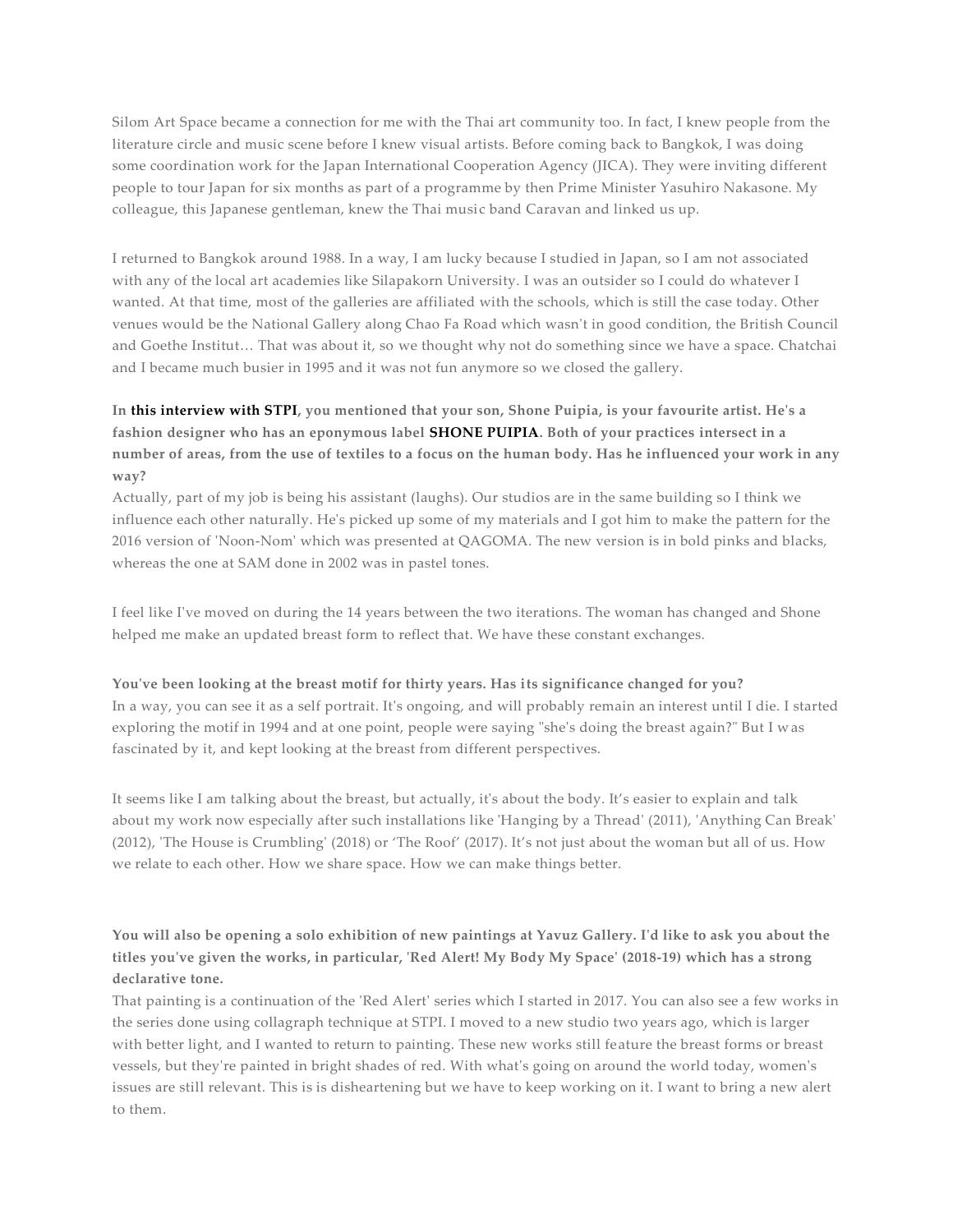Silom Art Space became a connection for me with the Thai art community too. In fact, I knew people from the literature circle and music scene before I knew visual artists. Before coming back to Bangkok, I was doing some coordination work for the Japan International Cooperation Agency (JICA). They were inviting different people to tour Japan for six months as part of a programme by then Prime Minister Yasuhiro Nakasone. My colleague, this Japanese gentleman, knew the Thai music band Caravan and linked us up.

I returned to Bangkok around 1988. In a way, I am lucky because I studied in Japan, so I am not associated with any of the local art academies like Silapakorn University. I was an outsider so I could do whatever I wanted. At that time, most of the galleries are affiliated with the schools, which is still the case today. Other venues would be the National Gallery along Chao Fa Road which wasn't in good condition, the British Council and Goethe Institut… That was about it, so we thought why not do something since we have a space. Chatchai and I became much busier in 1995 and it was not fun anymore so we closed the gallery.

**In this interview with STPI, you mentioned that your son, Shone Puipia, is your favourite artist. He's a fashion designer who has an eponymous label SHONE PUIPIA. Both of your practices intersect in a number of areas, from the use of textiles to a focus on the human body. Has he influenced your work in any way?**

Actually, part of my job is being his assistant (laughs). Our studios are in the same building so I think we influence each other naturally. He's picked up some of my materials and I got him to make the pattern for the 2016 version of 'Noon-Nom' which was presented at QAGOMA. The new version is in bold pinks and blacks, whereas the one at SAM done in 2002 was in pastel tones.

I feel like I've moved on during the 14 years between the two iterations. The woman has changed and Shone helped me make an updated breast form to reflect that. We have these constant exchanges.

**You've been looking at the breast motif for thirty years. Has its significance changed for you?**

In a way, you can see it as a self portrait. It's ongoing, and will probably remain an interest until I die. I started exploring the motif in 1994 and at one point, people were saying "she's doing the breast again?" But I was fascinated by it, and kept looking at the breast from different perspectives.

It seems like I am talking about the breast, but actually, it's about the body. It's easier to explain and talk about my work now especially after such installations like 'Hanging by a Thread' (2011), 'Anything Can Break' (2012), 'The House is Crumbling' (2018) or 'The Roof' (2017). It's not just about the woman but all of us. How we relate to each other. How we share space. How we can make things better.

**You will also be opening a solo exhibition of new paintings at Yavuz Gallery. I'd like to ask you about the titles you've given the works, in particular, 'Red Alert! My Body My Space' (2018-19) which has a strong declarative tone.**

That painting is a continuation of the 'Red Alert' series which I started in 2017. You can also see a few works in the series done using collagraph technique at STPI. I moved to a new studio two years ago, which is larger with better light, and I wanted to return to painting. These new works still feature the breast forms or breast vessels, but they're painted in bright shades of red. With what's going on around the world today, women's issues are still relevant. This is is disheartening but we have to keep working on it. I want to bring a new alert to them.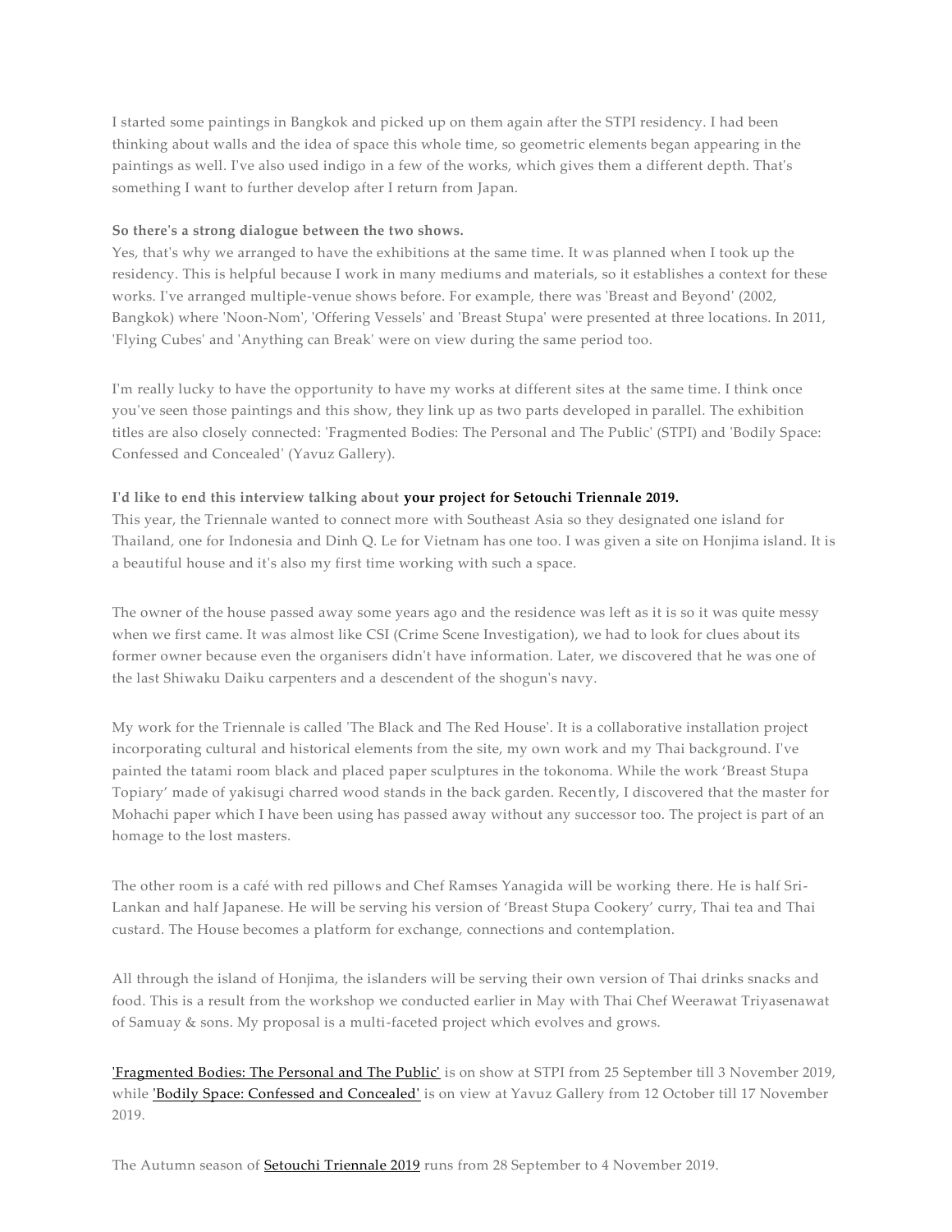I started some paintings in Bangkok and picked up on them again after the STPI residency. I had been thinking about walls and the idea of space this whole time, so geometric elements began appearing in the paintings as well. I've also used indigo in a few of the works, which gives them a different depth. That's something I want to further develop after I return from Japan.

**So there's a strong dialogue between the two shows.**
Yes, that's why we arranged to have the exhibitions at the same time. It was planned when I took up the residency. This is helpful because I work in many mediums and materials, so it establishes a context for these works. I've arranged multiple-venue shows before. For example, there was 'Breast and Beyond' (2002, Bangkok) where 'Noon-Nom', 'Offering Vessels' and 'Breast Stupa' were presented at three locations. In 2011, 'Flying Cubes' and 'Anything can Break' were on view during the same period too.

I'm really lucky to have the opportunity to have my works at different sites at the same time. I think once you've seen those paintings and this show, they link up as two parts developed in parallel. The exhibition titles are also closely connected: 'Fragmented Bodies: The Personal and The Public' (STPI) and 'Bodily Space: Confessed and Concealed' (Yavuz Gallery).

**I'd like to end this interview talking about your project for Setouchi Triennale 2019.**
This year, the Triennale wanted to connect more with Southeast Asia so they designated one island for Thailand, one for Indonesia and Dinh Q. Le for Vietnam has one too. I was given a site on Honjima island. It is a beautiful house and it's also my first time working with such a space.

The owner of the house passed away some years ago and the residence was left as it is so it was quite messy when we first came. It was almost like CSI (Crime Scene Investigation), we had to look for clues about its former owner because even the organisers didn't have information. Later, we discovered that he was one of the last Shiwaku Daiku carpenters and a descendent of the shogun's navy.

My work for the Triennale is called 'The Black and The Red House'. It is a collaborative installation project incorporating cultural and historical elements from the site, my own work and my Thai background. I've painted the tatami room black and placed paper sculptures in the tokonoma. While the work 'Breast Stupa Topiary' made of yakisugi charred wood stands in the back garden. Recently, I discovered that the master for Mohachi paper which I have been using has passed away without any successor too. The project is part of an homage to the lost masters.

The other room is a café with red pillows and Chef Ramses Yanagida will be working there. He is half Sri-Lankan and half Japanese. He will be serving his version of 'Breast Stupa Cookery' curry, Thai tea and Thai custard. The House becomes a platform for exchange, connections and contemplation.

All through the island of Honjima, the islanders will be serving their own version of Thai drinks snacks and food. This is a result from the workshop we conducted earlier in May with Thai Chef Weerawat Triyasenawat of Samuay & sons. My proposal is a multi-faceted project which evolves and grows.

'Fragmented Bodies: The Personal and The Public' is on show at STPI from 25 September till 3 November 2019, while 'Bodily Space: Confessed and Concealed' is on view at Yavuz Gallery from 12 October till 17 November 2019.

The Autumn season of Setouchi Triennale 2019 runs from 28 September to 4 November 2019.